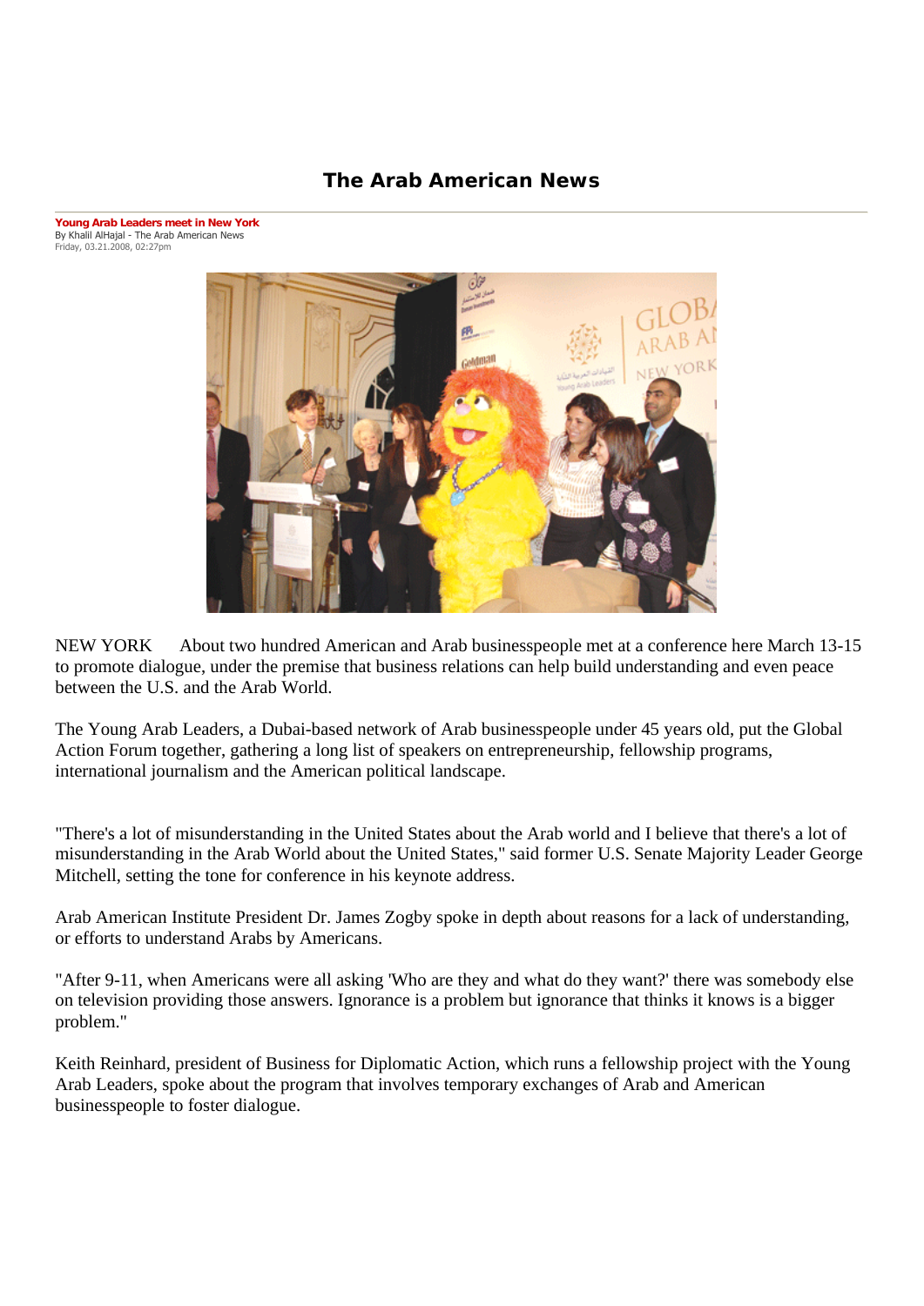# The Arab American News

**Young Arab Leaders meet in New York**
By Khalil AlHajal - The Arab American News
Friday, 03.21.2008, 02:27pm

NEW YORK  About two hundred American and Arab businesspeople met at a conference here March 13-15 to promote dialogue, under the premise that business relations can help build understanding and even peace between the U.S. and the Arab World.

The Young Arab Leaders, a Dubai-based network of Arab businesspeople under 45 years old, put the Global Action Forum together, gathering a long list of speakers on entrepreneurship, fellowship programs, international journalism and the American political landscape.

"There's a lot of misunderstanding in the United States about the Arab world and I believe that there's a lot of misunderstanding in the Arab World about the United States," said former U.S. Senate Majority Leader George Mitchell, setting the tone for conference in his keynote address.

Arab American Institute President Dr. James Zogby spoke in depth about reasons for a lack of understanding, or efforts to understand Arabs by Americans.

"After 9-11, when Americans were all asking 'Who are they and what do they want?' there was somebody else on television providing those answers. Ignorance is a problem but ignorance that thinks it knows is a bigger problem."

Keith Reinhard, president of Business for Diplomatic Action, which runs a fellowship project with the Young Arab Leaders, spoke about the program that involves temporary exchanges of Arab and American businesspeople to foster dialogue.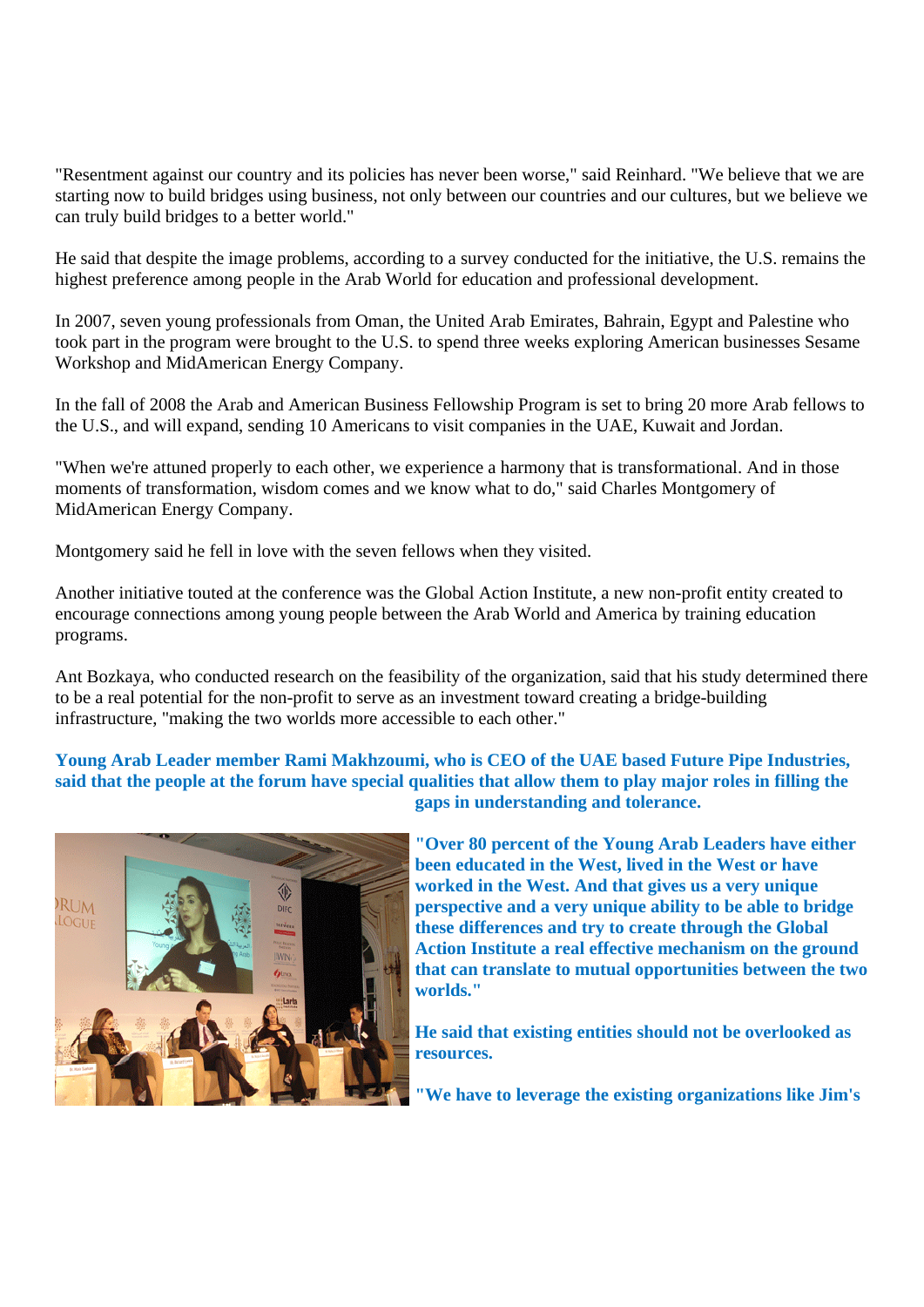"Resentment against our country and its policies has never been worse," said Reinhard. "We believe that we are starting now to build bridges using business, not only between our countries and our cultures, but we believe we can truly build bridges to a better world."

He said that despite the image problems, according to a survey conducted for the initiative, the U.S. remains the highest preference among people in the Arab World for education and professional development.

In 2007, seven young professionals from Oman, the United Arab Emirates, Bahrain, Egypt and Palestine who took part in the program were brought to the U.S. to spend three weeks exploring American businesses Sesame Workshop and MidAmerican Energy Company.

In the fall of 2008 the Arab and American Business Fellowship Program is set to bring 20 more Arab fellows to the U.S., and will expand, sending 10 Americans to visit companies in the UAE, Kuwait and Jordan.

"When we're attuned properly to each other, we experience a harmony that is transformational. And in those moments of transformation, wisdom comes and we know what to do," said Charles Montgomery of MidAmerican Energy Company.

Montgomery said he fell in love with the seven fellows when they visited.

Another initiative touted at the conference was the Global Action Institute, a new non-profit entity created to encourage connections among young people between the Arab World and America by training education programs.

Ant Bozkaya, who conducted research on the feasibility of the organization, said that his study determined there to be a real potential for the non-profit to serve as an investment toward creating a bridge-building infrastructure, "making the two worlds more accessible to each other."

**Young Arab Leader member Rami Makhzoumi, who is CEO of the UAE based Future Pipe Industries, said that the people at the forum have special qualities that allow them to play major roles in filling the gaps in understanding and tolerance.**

**"Over 80 percent of the Young Arab Leaders have either been educated in the West, lived in the West or have worked in the West. And that gives us a very unique perspective and a very unique ability to be able to bridge these differences and try to create through the Global Action Institute a real effective mechanism on the ground that can translate to mutual opportunities between the two worlds."**

**He said that existing entities should not be overlooked as resources.**

**"We have to leverage the existing organizations like Jim's**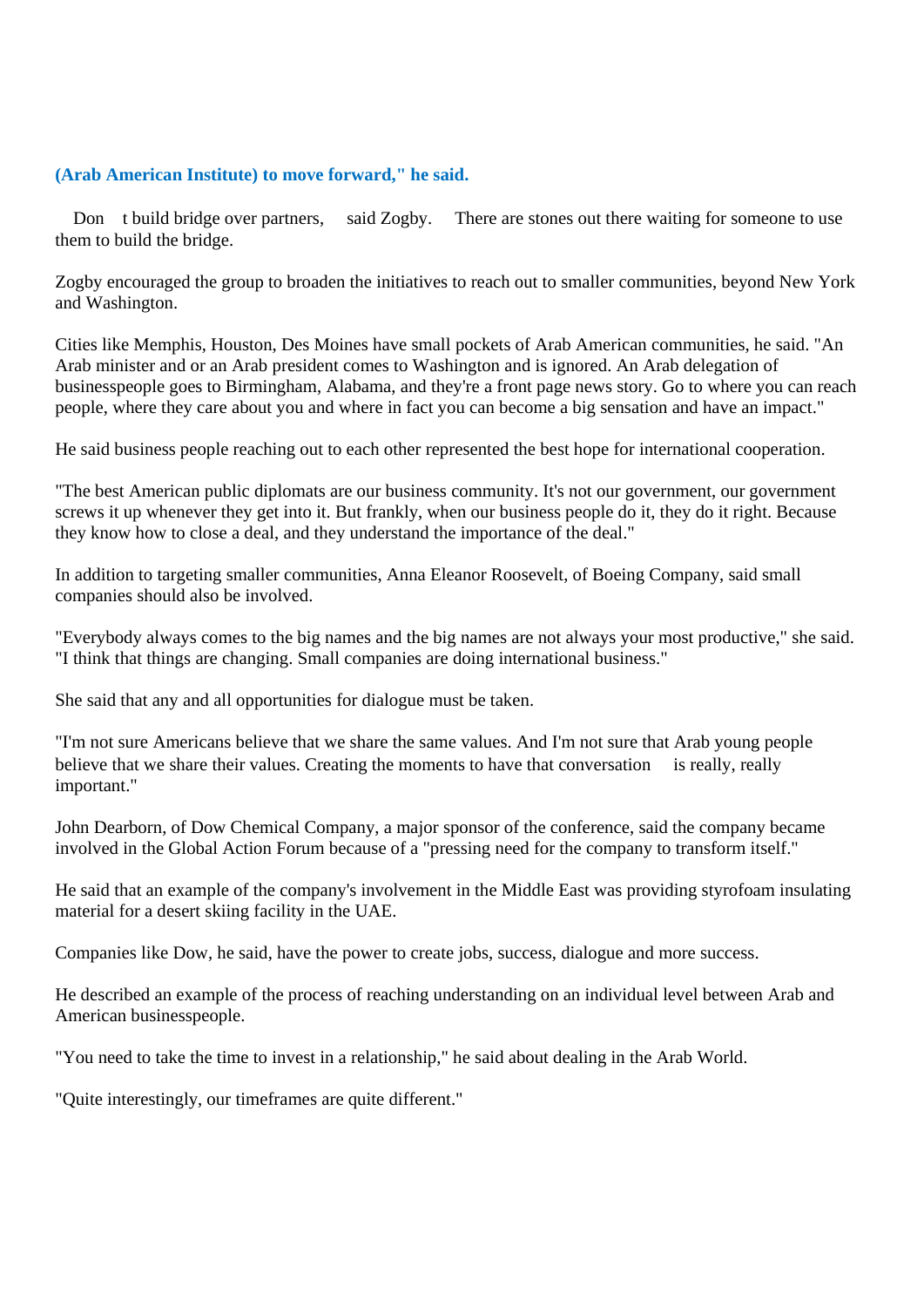**(Arab American Institute) to move forward," he said.**

Don t build bridge over partners, said Zogby. There are stones out there waiting for someone to use them to build the bridge.

Zogby encouraged the group to broaden the initiatives to reach out to smaller communities, beyond New York and Washington.

Cities like Memphis, Houston, Des Moines have small pockets of Arab American communities, he said. "An Arab minister and or an Arab president comes to Washington and is ignored. An Arab delegation of businesspeople goes to Birmingham, Alabama, and they're a front page news story. Go to where you can reach people, where they care about you and where in fact you can become a big sensation and have an impact."

He said business people reaching out to each other represented the best hope for international cooperation.

"The best American public diplomats are our business community. It's not our government, our government screws it up whenever they get into it. But frankly, when our business people do it, they do it right. Because they know how to close a deal, and they understand the importance of the deal."

In addition to targeting smaller communities, Anna Eleanor Roosevelt, of Boeing Company, said small companies should also be involved.

"Everybody always comes to the big names and the big names are not always your most productive," she said. "I think that things are changing. Small companies are doing international business."

She said that any and all opportunities for dialogue must be taken.

"I'm not sure Americans believe that we share the same values. And I'm not sure that Arab young people believe that we share their values. Creating the moments to have that conversation is really, really important."

John Dearborn, of Dow Chemical Company, a major sponsor of the conference, said the company became involved in the Global Action Forum because of a "pressing need for the company to transform itself."

He said that an example of the company's involvement in the Middle East was providing styrofoam insulating material for a desert skiing facility in the UAE.

Companies like Dow, he said, have the power to create jobs, success, dialogue and more success.

He described an example of the process of reaching understanding on an individual level between Arab and American businesspeople.

"You need to take the time to invest in a relationship," he said about dealing in the Arab World.

"Quite interestingly, our timeframes are quite different."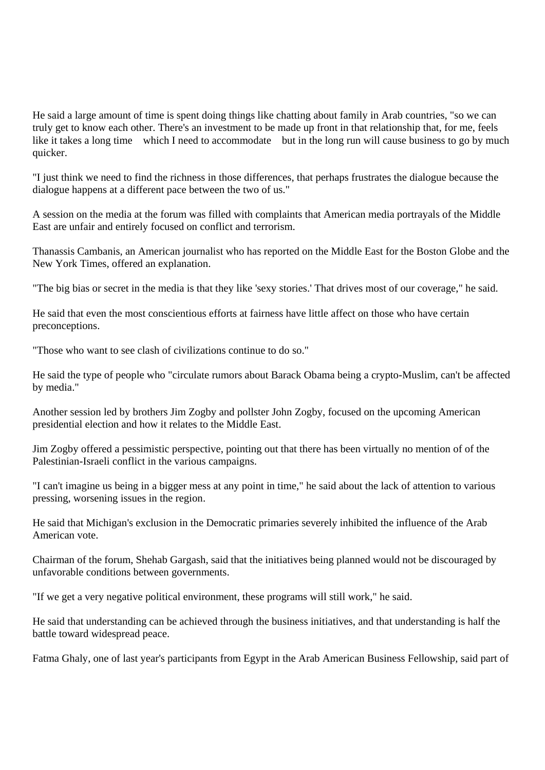He said a large amount of time is spent doing things like chatting about family in Arab countries, "so we can truly get to know each other. There's an investment to be made up front in that relationship that, for me, feels like it takes a long time which I need to accommodate but in the long run will cause business to go by much quicker.

"I just think we need to find the richness in those differences, that perhaps frustrates the dialogue because the dialogue happens at a different pace between the two of us."

A session on the media at the forum was filled with complaints that American media portrayals of the Middle East are unfair and entirely focused on conflict and terrorism.

Thanassis Cambanis, an American journalist who has reported on the Middle East for the Boston Globe and the New York Times, offered an explanation.

"The big bias or secret in the media is that they like 'sexy stories.' That drives most of our coverage," he said.

He said that even the most conscientious efforts at fairness have little affect on those who have certain preconceptions.

"Those who want to see clash of civilizations continue to do so."

He said the type of people who "circulate rumors about Barack Obama being a crypto-Muslim, can't be affected by media."

Another session led by brothers Jim Zogby and pollster John Zogby, focused on the upcoming American presidential election and how it relates to the Middle East.

Jim Zogby offered a pessimistic perspective, pointing out that there has been virtually no mention of of the Palestinian-Israeli conflict in the various campaigns.

"I can't imagine us being in a bigger mess at any point in time," he said about the lack of attention to various pressing, worsening issues in the region.

He said that Michigan's exclusion in the Democratic primaries severely inhibited the influence of the Arab American vote.

Chairman of the forum, Shehab Gargash, said that the initiatives being planned would not be discouraged by unfavorable conditions between governments.

"If we get a very negative political environment, these programs will still work," he said.

He said that understanding can be achieved through the business initiatives, and that understanding is half the battle toward widespread peace.

Fatma Ghaly, one of last year's participants from Egypt in the Arab American Business Fellowship, said part of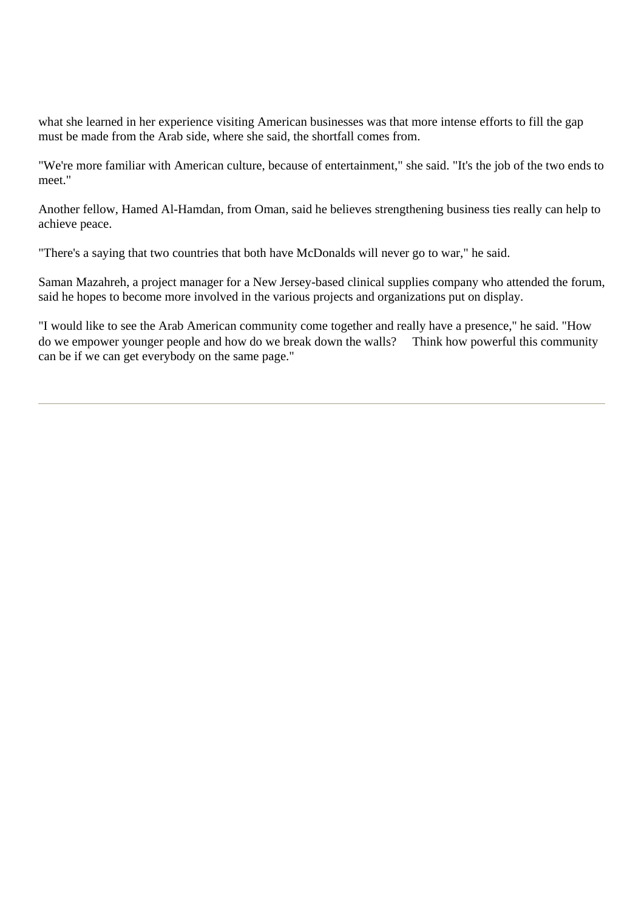what she learned in her experience visiting American businesses was that more intense efforts to fill the gap must be made from the Arab side, where she said, the shortfall comes from.

"We're more familiar with American culture, because of entertainment," she said. "It's the job of the two ends to meet."

Another fellow, Hamed Al-Hamdan, from Oman, said he believes strengthening business ties really can help to achieve peace.

"There's a saying that two countries that both have McDonalds will never go to war," he said.

Saman Mazahreh, a project manager for a New Jersey-based clinical supplies company who attended the forum, said he hopes to become more involved in the various projects and organizations put on display.

"I would like to see the Arab American community come together and really have a presence," he said. "How do we empower younger people and how do we break down the walls? Think how powerful this community can be if we can get everybody on the same page."

---